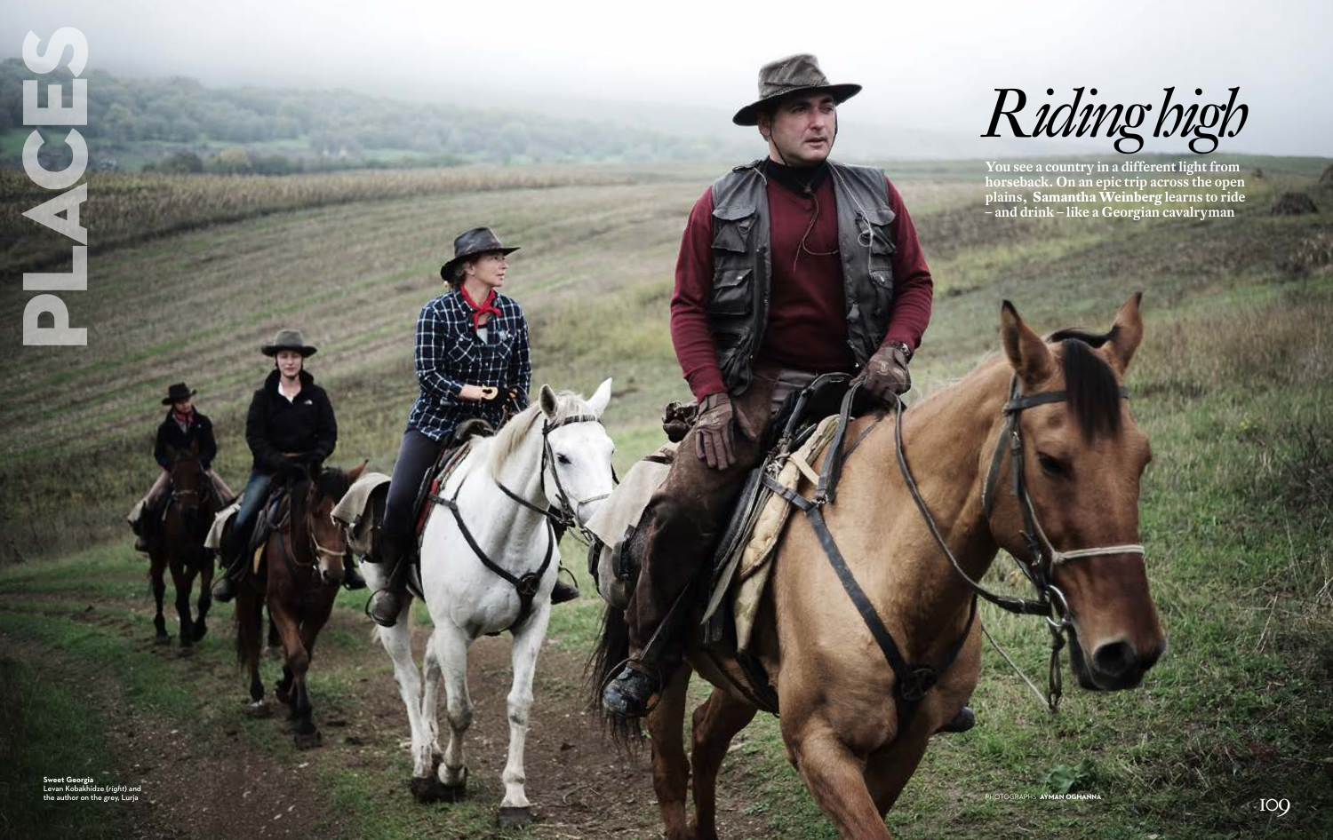PLACES

# *Riding high*

**You see a country in a different light from horseback. On an epic trip across the open plains, Samantha Weinberg learns to ride – and drink – like a Georgian cavalryman**

**Sweet Georgia**
Levan Kobakhidze (*right*) and the author on the grey, Lurja

PHOTOGRAPHS **AYMAN OGHANNA**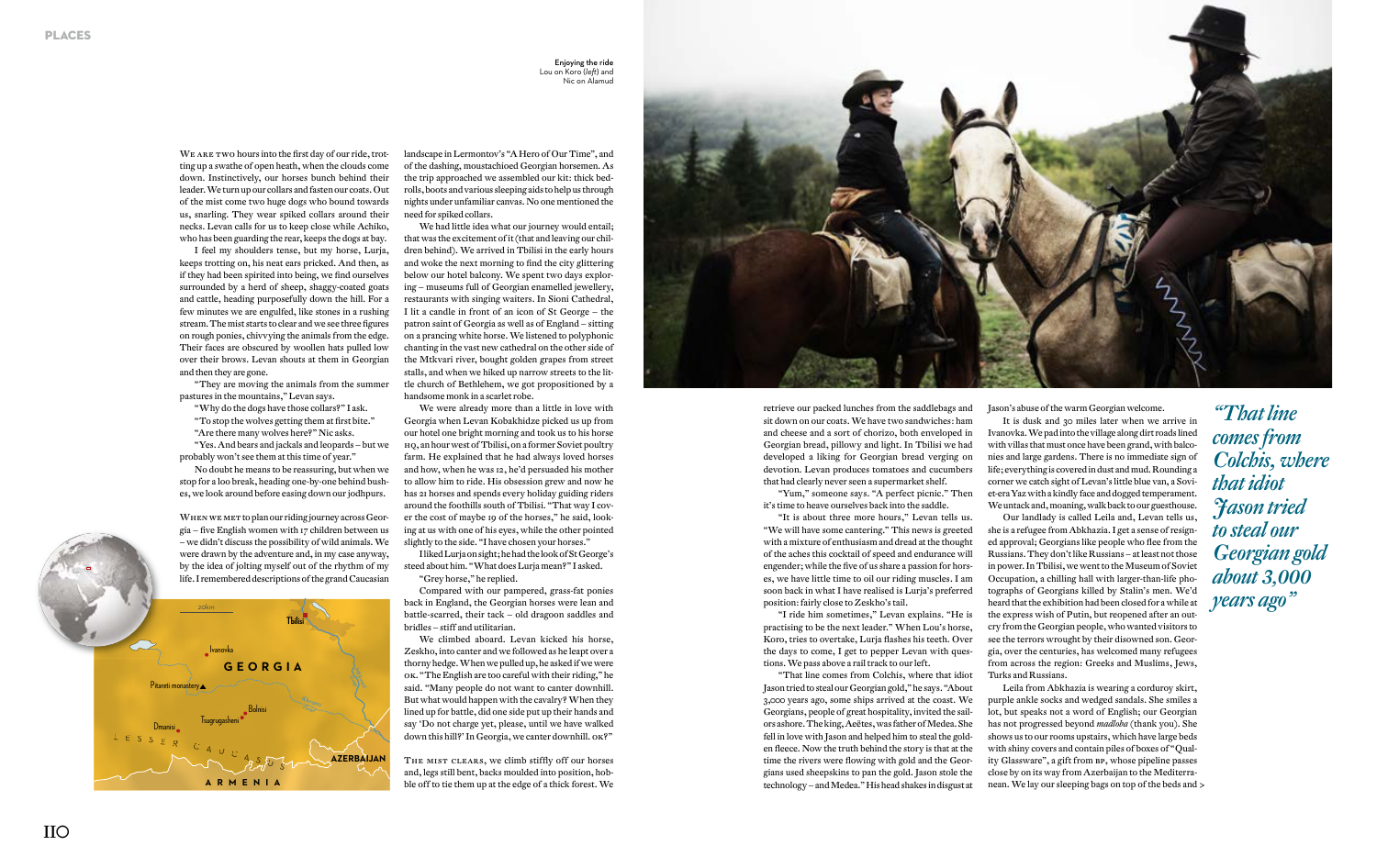Enjoying the ride
Lou on Koro (*left*) and Nic on Alamud

We are two hours into the first day of our ride, trotting up a swathe of open heath, when the clouds come down. Instinctively, our horses bunch behind their leader. We turn up our collars and fasten our coats. Out of the mist come two huge dogs who bound towards us, snarling. They wear spiked collars around their necks. Levan calls for us to keep close while Achiko, who has been guarding the rear, keeps the dogs at bay.

I feel my shoulders tense, but my horse, Lurja, keeps trotting on, his neat ears pricked. And then, as if they had been spirited into being, we find ourselves surrounded by a herd of sheep, shaggy-coated goats and cattle, heading purposefully down the hill. For a few minutes we are engulfed, like stones in a rushing stream. The mist starts to clear and we see three figures on rough ponies, chivvying the animals from the edge. Their faces are obscured by woollen hats pulled low over their brows. Levan shouts at them in Georgian and then they are gone.

"They are moving the animals from the summer pastures in the mountains," Levan says.

"Why do the dogs have those collars?" I ask.

"To stop the wolves getting them at first bite."

"Are there many wolves here?" Nic asks.

"Yes. And bears and jackals and leopards – but we probably won't see them at this time of year."

No doubt he means to be reassuring, but when we stop for a loo break, heading one-by-one behind bushes, we look around before easing down our jodhpurs.

When we met to plan our riding journey across Georgia – five English women with 17 children between us – we didn't discuss the possibility of wild animals. We were drawn by the adventure and, in my case anyway, by the idea of jolting myself out of the rhythm of my life. I remembered descriptions of the grand Caucasian landscape in Lermontov's "A Hero of Our Time", and of the dashing, moustachioed Georgian horsemen. As the trip approached we assembled our kit: thick bedrolls, boots and various sleeping aids to help us through nights under unfamiliar canvas. No one mentioned the need for spiked collars.

We had little idea what our journey would entail; that was the excitement of it (that and leaving our children behind). We arrived in Tbilisi in the early hours and woke the next morning to find the city glittering below our hotel balcony. We spent two days exploring – museums full of Georgian enamelled jewellery, restaurants with singing waiters. In Sioni Cathedral, I lit a candle in front of an icon of St George – the patron saint of Georgia as well as of England – sitting on a prancing white horse. We listened to polyphonic chanting in the vast new cathedral on the other side of the Mtkvari river, bought golden grapes from street stalls, and when we hiked up narrow streets to the little church of Bethlehem, we got propositioned by a handsome monk in a scarlet robe.

We were already more than a little in love with Georgia when Levan Kobakhidze picked us up from our hotel one bright morning and took us to his horse HQ, an hour west of Tbilisi, on a former Soviet poultry farm. He explained that he had always loved horses and how, when he was 12, he'd persuaded his mother to allow him to ride. His obsession grew and now he has 21 horses and spends every holiday guiding riders around the foothills south of Tbilisi. "That way I cover the cost of maybe 19 of the horses," he said, looking at us with one of his eyes, while the other pointed slightly to the side. "I have chosen your horses."

I liked Lurja on sight; he had the look of St George's steed about him. "What does Lurja mean?" I asked.

"Grey horse," he replied.

Compared with our pampered, grass-fat ponies back in England, the Georgian horses were lean and battle-scarred, their tack – old dragoon saddles and bridles – stiff and utilitarian.

We climbed aboard. Levan kicked his horse, Zeskho, into canter and we followed as he leapt over a thorny hedge. When we pulled up, he asked if we were OK. "The English are too careful with their riding," he said. "Many people do not want to canter downhill. But what would happen with the cavalry? When they lined up for battle, did one side put up their hands and say 'Do not charge yet, please, until we have walked down this hill?' In Georgia, we canter downhill. OK?"

The mist clears, we climb stiffly off our horses and, legs still bent, backs moulded into position, hobble off to tie them up at the edge of a thick forest. We retrieve our packed lunches from the saddlebags and sit down on our coats. We have two sandwiches: ham and cheese and a sort of chorizo, both enveloped in Georgian bread, pillowy and light. In Tbilisi we had developed a liking for Georgian bread verging on devotion. Levan produces tomatoes and cucumbers that had clearly never seen a supermarket shelf.

"Yum," someone says. "A perfect picnic." Then it's time to heave ourselves back into the saddle.

"It is about three more hours," Levan tells us. "We will have some cantering." This news is greeted with a mixture of enthusiasm and dread at the thought of the aches this cocktail of speed and endurance will engender; while the five of us share a passion for horses, we have little time to oil our riding muscles. I am soon back in what I have realised is Lurja's preferred position: fairly close to Zeskho's tail.

"I ride him sometimes," Levan explains. "He is practising to be the next leader." When Lou's horse, Koro, tries to overtake, Lurja flashes his teeth. Over the days to come, I get to pepper Levan with questions. We pass above a rail track to our left.

"That line comes from Colchis, where that idiot Jason tried to steal our Georgian gold," he says. "About 3,000 years ago, some ships arrived at the coast. We Georgians, people of great hospitality, invited the sailors ashore. The king, Aeëtes, was father of Medea. She fell in love with Jason and helped him to steal the golden fleece. Now the truth behind the story is that at the time the rivers were flowing with gold and the Georgians used sheepskins to pan the gold. Jason stole the technology – and Medea." His head shakes in disgust at Jason's abuse of the warm Georgian welcome.

It is dusk and 30 miles later when we arrive in Ivanovka. We pad into the village along dirt roads lined with villas that must once have been grand, with balconies and large gardens. There is no immediate sign of life; everything is covered in dust and mud. Rounding a corner we catch sight of Levan's little blue van, a Soviet-era Yaz with a kindly face and dogged temperament. We untack and, moaning, walk back to our guesthouse.

Our landlady is called Leila and, Levan tells us, she is a refugee from Abkhazia. I get a sense of resigned approval; Georgians like people who flee from the Russians. They don't like Russians – at least not those in power. In Tbilisi, we went to the Museum of Soviet Occupation, a chilling hall with larger-than-life photographs of Georgians killed by Stalin's men. We'd heard that the exhibition had been closed for a while at the express wish of Putin, but reopened after an outcry from the Georgian people, who wanted visitors to see the terrors wrought by their disowned son. Georgia, over the centuries, has welcomed many refugees from across the region: Greeks and Muslims, Jews, Turks and Russians.

Leila from Abkhazia is wearing a corduroy skirt, purple ankle socks and wedged sandals. She smiles a lot, but speaks not a word of English; our Georgian has not progressed beyond *madloba* (thank you). She shows us to our rooms upstairs, which have large beds with shiny covers and contain piles of boxes of "Quality Glassware", a gift from BP, whose pipeline passes close by on its way from Azerbaijan to the Mediterranean. We lay our sleeping bags on top of the beds and >

*"That line comes from Colchis, where that idiot Jason tried to steal our Georgian gold about 3,000 years ago"*

20km
Tbilisi
Ivanovka
GEORGIA
Pitareti monastery
Bolnisi
Tsugrugasheni
Dmanisi
LESSER CAUCASUS
AZERBAIJAN
ARMENIA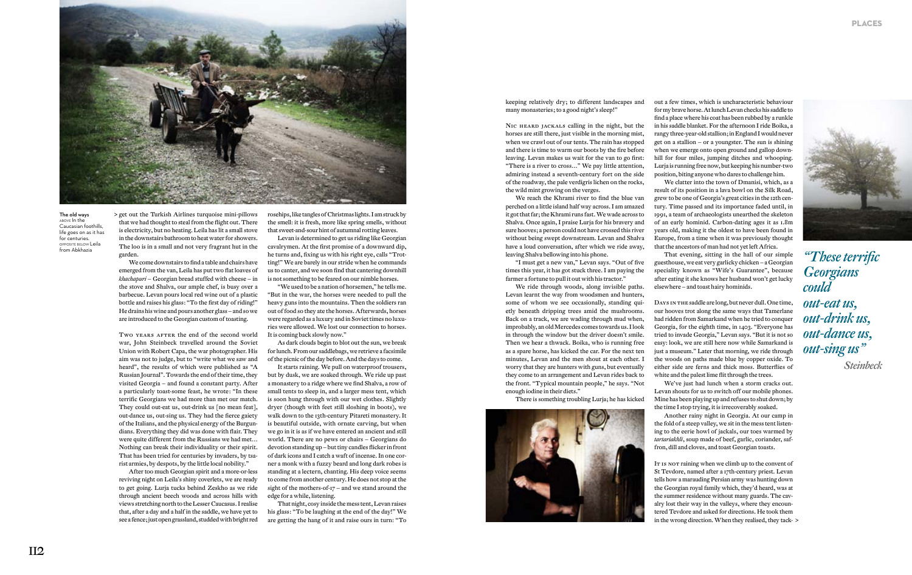**The old ways**
ABOVE In the Caucasian foothills, life goes on as it has for centuries. OPPOSITE BELOW Leila from Abkhazia

> get out the Turkish Airlines turquoise mini-pillows that we had thought to steal from the flight out. There is electricity, but no heating. Leila has lit a small stove in the downstairs bathroom to heat water for showers. The loo is in a small and not very fragrant hut in the garden.

We come downstairs to find a table and chairs have emerged from the van, Leila has put two flat loaves of *khachapuri* – Georgian bread stuffed with cheese – in the stove and Shalva, our ample chef, is busy over a barbecue. Levan pours local red wine out of a plastic bottle and raises his glass: "To the first day of riding!" He drains his wine and pours another glass – and so we are introduced to the Georgian custom of toasting.

Two years after the end of the second world war, John Steinbeck travelled around the Soviet Union with Robert Capa, the war photographer. His aim was not to judge, but to "write what we saw and heard", the results of which were published as "A Russian Journal". Towards the end of their time, they visited Georgia – and found a constant party. After a particularly toast-some feast, he wrote: "In these terrific Georgians we had more than met our match. They could out-eat us, out-drink us [no mean feat], out-dance us, out-sing us. They had the fierce gaiety of the Italians, and the physical energy of the Burgundians. Everything they did was done with flair. They were quite different from the Russians we had met… Nothing can break their individuality or their spirit. That has been tried for centuries by invaders, by tsarist armies, by despots, by the little local nobility."

After too much Georgian spirit and a more-or-less reviving night on Leila's shiny coverlets, we are ready to get going. Lurja tucks behind Zeskho as we ride through ancient beech woods and across hills with views stretching north to the Lesser Caucasus. I realise that, after a day and a half in the saddle, we have yet to see a fence; just open grassland, studded with bright red rosehips, like tangles of Christmas lights. I am struck by the smell: it is fresh, more like spring smells, without that sweet-and-sour hint of autumnal rotting leaves.

Levan is determined to get us riding like Georgian cavalrymen. At the first promise of a downward dip, he turns and, fixing us with his right eye, calls "Trotting!" We are barely in our stride when he commands us to canter, and we soon find that cantering downhill is not something to be feared on our nimble horses.

"We used to be a nation of horsemen," he tells me. "But in the war, the horses were needed to pull the heavy guns into the mountains. Then the soldiers ran out of food so they ate the horses. Afterwards, horses were regarded as a luxury and in Soviet times no luxuries were allowed. We lost our connection to horses. It is coming back slowly now."

As dark clouds begin to blot out the sun, we break for lunch. From our saddlebags, we retrieve a facsimile of the picnic of the day before. And the days to come.

It starts raining. We pull on waterproof trousers, but by dusk, we are soaked through. We ride up past a monastery to a ridge where we find Shalva, a row of small tents to sleep in, and a larger mess tent, which is soon hung through with our wet clothes. Slightly dryer (though with feet still sloshing in boots), we walk down to the 13th-century Pitareti monastery. It is beautiful outside, with ornate carving, but when we go in it is as if we have entered an ancient and still world. There are no pews or chairs – Georgians do devotion standing up – but tiny candles flicker in front of dark icons and I catch a waft of incense. In one corner a monk with a fuzzy beard and long dark robes is standing at a lectern, chanting. His deep voice seems to come from another century. He does not stop at the sight of the mothers-of-17 – and we stand around the edge for a while, listening.

That night, cosy inside the mess tent, Levan raises his glass: "To be laughing at the end of the day!" We are getting the hang of it and raise ours in turn: "To keeping relatively dry; to different landscapes and many monasteries; to a good night's sleep!"

Nic heard jackals calling in the night, but the horses are still there, just visible in the morning mist, when we crawl out of our tents. The rain has stopped and there is time to warm our boots by the fire before leaving. Levan makes us wait for the van to go first: "There is a river to cross…" We pay little attention, admiring instead a seventh-century fort on the side of the roadway, the pale verdigris lichen on the rocks, the wild mint growing on the verges.

We reach the Khrami river to find the blue van perched on a little island half way across. I am amazed it got that far; the Khrami runs fast. We wade across to Shalva. Once again, I praise Lurja for his bravery and sure hooves; a person could not have crossed this river without being swept downstream. Levan and Shalva have a loud conversation, after which we ride away, leaving Shalva bellowing into his phone.

"I must get a new van," Levan says. "Out of five times this year, it has got stuck three. I am paying the farmer a fortune to pull it out with his tractor."

We ride through woods, along invisible paths. Levan learnt the way from woodsmen and hunters, some of whom we see occasionally, standing quietly beneath dripping trees amid the mushrooms. Back on a track, we are wading through mud when, improbably, an old Mercedes comes towards us. I look in through the window but the driver doesn't smile. Then we hear a thwack. Boika, who is running free as a spare horse, has kicked the car. For the next ten minutes, Levan and the men shout at each other. I worry that they are hunters with guns, but eventually they come to an arrangement and Levan rides back to the front. "Typical mountain people," he says. "Not enough iodine in their diets."

There is something troubling Lurja; he has kicked out a few times, which is uncharacteristic behaviour for my brave horse. At lunch Levan checks his saddle to find a place where his coat has been rubbed by a runkle in his saddle blanket. For the afternoon I ride Boika, a rangy three-year-old stallion; in England I would never get on a stallion – or a youngster. The sun is shining when we emerge onto open ground and gallop downhill for four miles, jumping ditches and whooping. Lurja is running free now, but keeping his number-two position, biting anyone who dares to challenge him.

We clatter into the town of Dmanisi, which, as a result of its position in a lava bowl on the Silk Road, grew to be one of Georgia's great cities in the 12th century. Time passed and its importance faded until, in 1991, a team of archaeologists unearthed the skeleton of an early hominid. Carbon-dating ages it as 1.8m years old, making it the oldest to have been found in Europe, from a time when it was previously thought that the ancestors of man had not yet left Africa.

That evening, sitting in the hall of our simple guesthouse, we eat very garlicky chicken – a Georgian speciality known as "Wife's Guarantee", because after eating it she knows her husband won't get lucky elsewhere – and toast hairy hominids.

Days in the saddle are long, but never dull. One time, our hooves trot along the same ways that Tamerlane had ridden from Samarkand when he tried to conquer Georgia, for the eighth time, in 1403. "Everyone has tried to invade Georgia," Levan says. "But it is not so easy: look, we are still here now while Samarkand is just a museum." Later that morning, we ride through the woods on paths made blue by copper oxide. To either side are ferns and thick moss. Butterflies of white and the palest lime flit through the trees.

We've just had lunch when a storm cracks out. Levan shouts for us to switch off our mobile phones. Mine has been playing up and refuses to shut down; by the time I stop trying, it is irrecoverably soaked.

Another rainy night in Georgia. At our camp in the fold of a steep valley, we sit in the mess tent listening to the eerie howl of jackals, our toes warmed by *tartariakhli*, soup made of beef, garlic, coriander, saffron, dill and cloves, and toast Georgian toasts.

It is not raining when we climb up to the convent of St Tevdore, named after a 17th-century priest. Levan tells how a marauding Persian army was hunting down the Georgian royal family which, they'd heard, was at the summer residence without many guards. The cavalry lost their way in the valleys, where they encountered Tevdore and asked for directions. He took them in the wrong direction. When they realised, they tack- >

*"These terrific Georgians could out-eat us, out-drink us, out-dance us, out-sing us"*
*Steinbeck*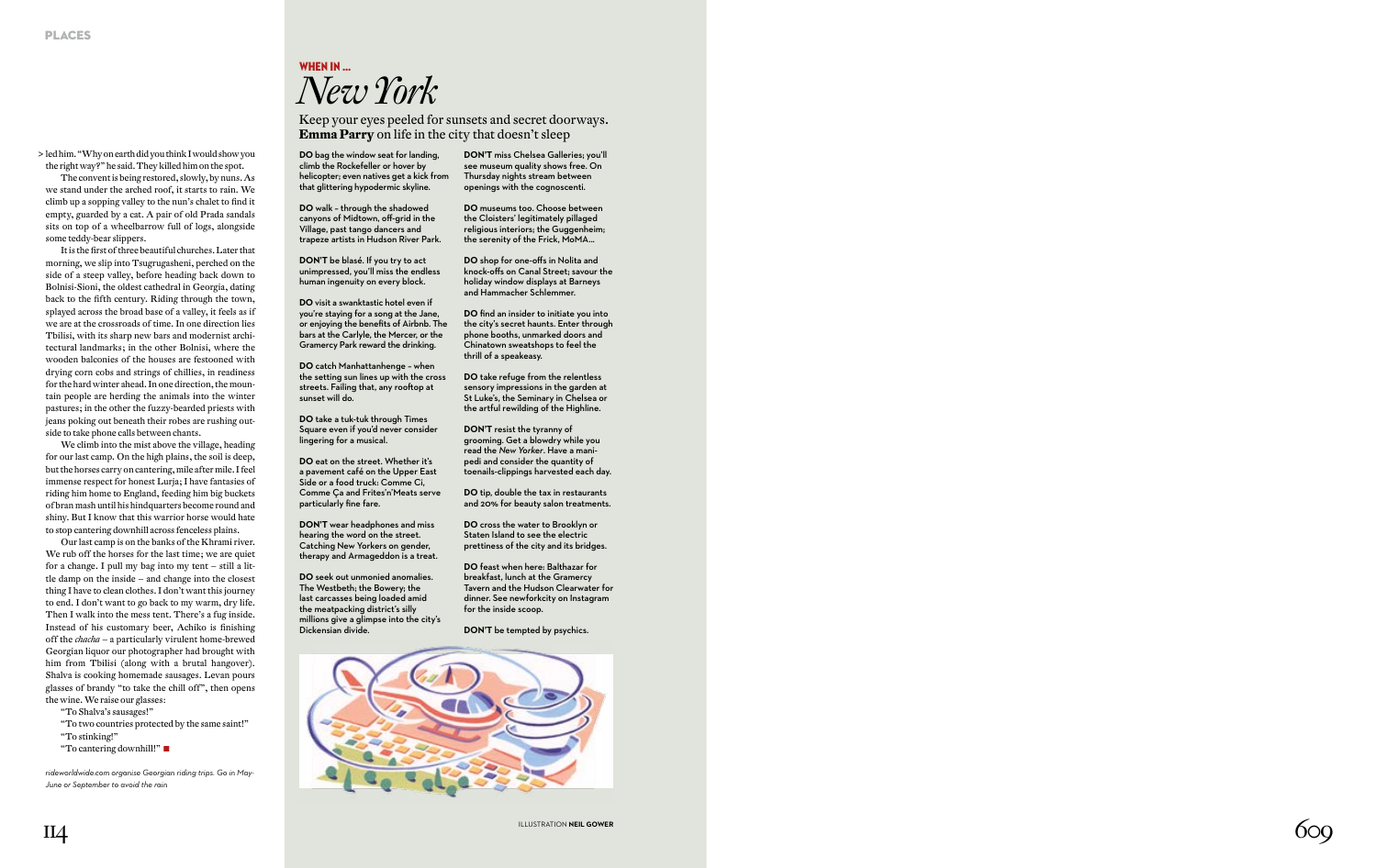> led him. "Why on earth did you think I would show you the right way?" he said. They killed him on the spot.

The convent is being restored, slowly, by nuns. As we stand under the arched roof, it starts to rain. We climb up a sopping valley to the nun's chalet to find it empty, guarded by a cat. A pair of old Prada sandals sits on top of a wheelbarrow full of logs, alongside some teddy-bear slippers.

It is the first of three beautiful churches. Later that morning, we slip into Tsugrugasheni, perched on the side of a steep valley, before heading back down to Bolnisi-Sioni, the oldest cathedral in Georgia, dating back to the fifth century. Riding through the town, splayed across the broad base of a valley, it feels as if we are at the crossroads of time. In one direction lies Tbilisi, with its sharp new bars and modernist architectural landmarks; in the other Bolnisi, where the wooden balconies of the houses are festooned with drying corn cobs and strings of chillies, in readiness for the hard winter ahead. In one direction, the mountain people are herding the animals into the winter pastures; in the other the fuzzy-bearded priests with jeans poking out beneath their robes are rushing outside to take phone calls between chants.

We climb into the mist above the village, heading for our last camp. On the high plains, the soil is deep, but the horses carry on cantering, mile after mile. I feel immense respect for honest Lurja; I have fantasies of riding him home to England, feeding him big buckets of bran mash until his hindquarters become round and shiny. But I know that this warrior horse would hate to stop cantering downhill across fenceless plains.

Our last camp is on the banks of the Khrami river. We rub off the horses for the last time; we are quiet for a change. I pull my bag into my tent – still a little damp on the inside – and change into the closest thing I have to clean clothes. I don't want this journey to end. I don't want to go back to my warm, dry life. Then I walk into the mess tent. There's a fug inside. Instead of his customary beer, Achiko is finishing off the *chacha* – a particularly virulent home-brewed Georgian liquor our photographer had brought with him from Tbilisi (along with a brutal hangover). Shalva is cooking homemade sausages. Levan pours glasses of brandy "to take the chill off", then opens the wine. We raise our glasses:

"To Shalva's sausages!"

"To two countries protected by the same saint!"

"To stinking!"

"To cantering downhill!" ■

*rideworldwide.com organise Georgian riding trips. Go in May-June or September to avoid the rain*

## WHEN IN ...
# *New York*

Keep your eyes peeled for sunsets and secret doorways. **Emma Parry** on life in the city that doesn't sleep

**DO** bag the window seat for landing, climb the Rockefeller or hover by helicopter; even natives get a kick from that glittering hypodermic skyline.

**DO** walk – through the shadowed canyons of Midtown, off-grid in the Village, past tango dancers and trapeze artists in Hudson River Park.

**DON'T** be blasé. If you try to act unimpressed, you'll miss the endless human ingenuity on every block.

**DO** visit a swanktastic hotel even if you're staying for a song at the Jane, or enjoying the benefits of Airbnb. The bars at the Carlyle, the Mercer, or the Gramercy Park reward the drinking.

**DO** catch Manhattanhenge – when the setting sun lines up with the cross streets. Failing that, any rooftop at sunset will do.

**DO** take a tuk-tuk through Times Square even if you'd never consider lingering for a musical.

**DO** eat on the street. Whether it's a pavement café on the Upper East Side or a food truck: Comme Ci, Comme Ça and Frites'n'Meats serve particularly fine fare.

**DON'T** wear headphones and miss hearing the word on the street. Catching New Yorkers on gender, therapy and Armageddon is a treat.

**DO** seek out unmonied anomalies. The Westbeth; the Bowery; the last carcasses being loaded amid the meatpacking district's silly millions give a glimpse into the city's Dickensian divide.

**DON'T** miss Chelsea Galleries; you'll see museum quality shows free. On Thursday nights stream between openings with the cognoscenti.

**DO** museums too. Choose between the Cloisters' legitimately pillaged religious interiors; the Guggenheim; the serenity of the Frick, MoMA...

**DO** shop for one-offs in Nolita and knock-offs on Canal Street; savour the holiday window displays at Barneys and Hammacher Schlemmer.

**DO** find an insider to initiate you into the city's secret haunts. Enter through phone booths, unmarked doors and Chinatown sweatshops to feel the thrill of a speakeasy.

**DO** take refuge from the relentless sensory impressions in the garden at St Luke's, the Seminary in Chelsea or the artful rewilding of the Highline.

**DON'T** resist the tyranny of grooming. Get a blowdry while you read the *New Yorker*. Have a mani-pedi and consider the quantity of toenails-clippings harvested each day.

**DO** tip, double the tax in restaurants and 20% for beauty salon treatments.

**DO** cross the water to Brooklyn or Staten Island to see the electric prettiness of the city and its bridges.

**DO** feast when here: Balthazar for breakfast, lunch at the Gramercy Tavern and the Hudson Clearwater for dinner. See newforkcity on Instagram for the inside scoop.

**DON'T** be tempted by psychics.

ILLUSTRATION **NEIL GOWER**